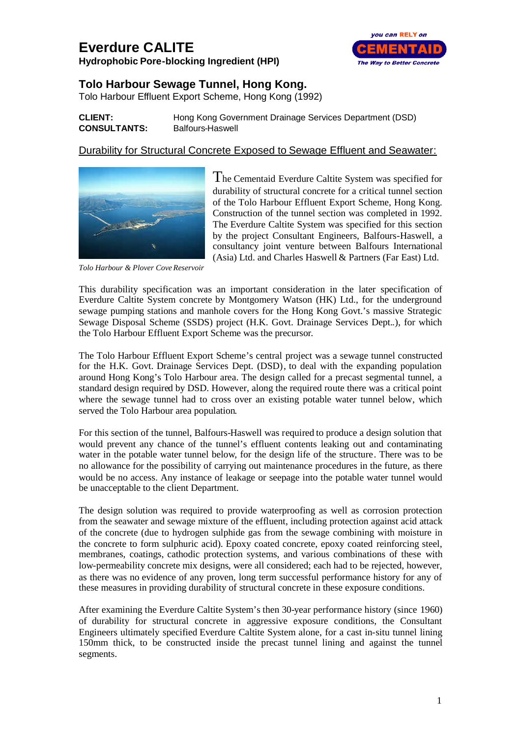# Everdure CALITE

**Hydrophobic Pore-blocking Ingredient (HPI)**

## Tolo Harbour Sewage Tunnel, Hong Kong.

Tolo Harbour Effluent Export Scheme, Hong Kong (1992)

**CLIENT:** Hong Kong Government Drainage Services Department (DSD)
**CONSULTANTS:** Balfours-Haswell

### Durability for Structural Concrete Exposed to Sewage Effluent and Seawater:

*Tolo Harbour & Plover Cove Reservoir*

The Cementaid Everdure Caltite System was specified for durability of structural concrete for a critical tunnel section of the Tolo Harbour Effluent Export Scheme, Hong Kong. Construction of the tunnel section was completed in 1992. The Everdure Caltite System was specified for this section by the project Consultant Engineers, Balfours-Haswell, a consultancy joint venture between Balfours International (Asia) Ltd. and Charles Haswell & Partners (Far East) Ltd.

This durability specification was an important consideration in the later specification of Everdure Caltite System concrete by Montgomery Watson (HK) Ltd., for the underground sewage pumping stations and manhole covers for the Hong Kong Govt.'s massive Strategic Sewage Disposal Scheme (SSDS) project (H.K. Govt. Drainage Services Dept..), for which the Tolo Harbour Effluent Export Scheme was the precursor.

The Tolo Harbour Effluent Export Scheme's central project was a sewage tunnel constructed for the H.K. Govt. Drainage Services Dept. (DSD), to deal with the expanding population around Hong Kong's Tolo Harbour area. The design called for a precast segmental tunnel, a standard design required by DSD. However, along the required route there was a critical point where the sewage tunnel had to cross over an existing potable water tunnel below, which served the Tolo Harbour area population.

For this section of the tunnel, Balfours-Haswell was required to produce a design solution that would prevent any chance of the tunnel's effluent contents leaking out and contaminating water in the potable water tunnel below, for the design life of the structure. There was to be no allowance for the possibility of carrying out maintenance procedures in the future, as there would be no access. Any instance of leakage or seepage into the potable water tunnel would be unacceptable to the client Department.

The design solution was required to provide waterproofing as well as corrosion protection from the seawater and sewage mixture of the effluent, including protection against acid attack of the concrete (due to hydrogen sulphide gas from the sewage combining with moisture in the concrete to form sulphuric acid). Epoxy coated concrete, epoxy coated reinforcing steel, membranes, coatings, cathodic protection systems, and various combinations of these with low-permeability concrete mix designs, were all considered; each had to be rejected, however, as there was no evidence of any proven, long term successful performance history for any of these measures in providing durability of structural concrete in these exposure conditions.

After examining the Everdure Caltite System's then 30-year performance history (since 1960) of durability for structural concrete in aggressive exposure conditions, the Consultant Engineers ultimately specified Everdure Caltite System alone, for a cast in-situ tunnel lining 150mm thick, to be constructed inside the precast tunnel lining and against the tunnel segments.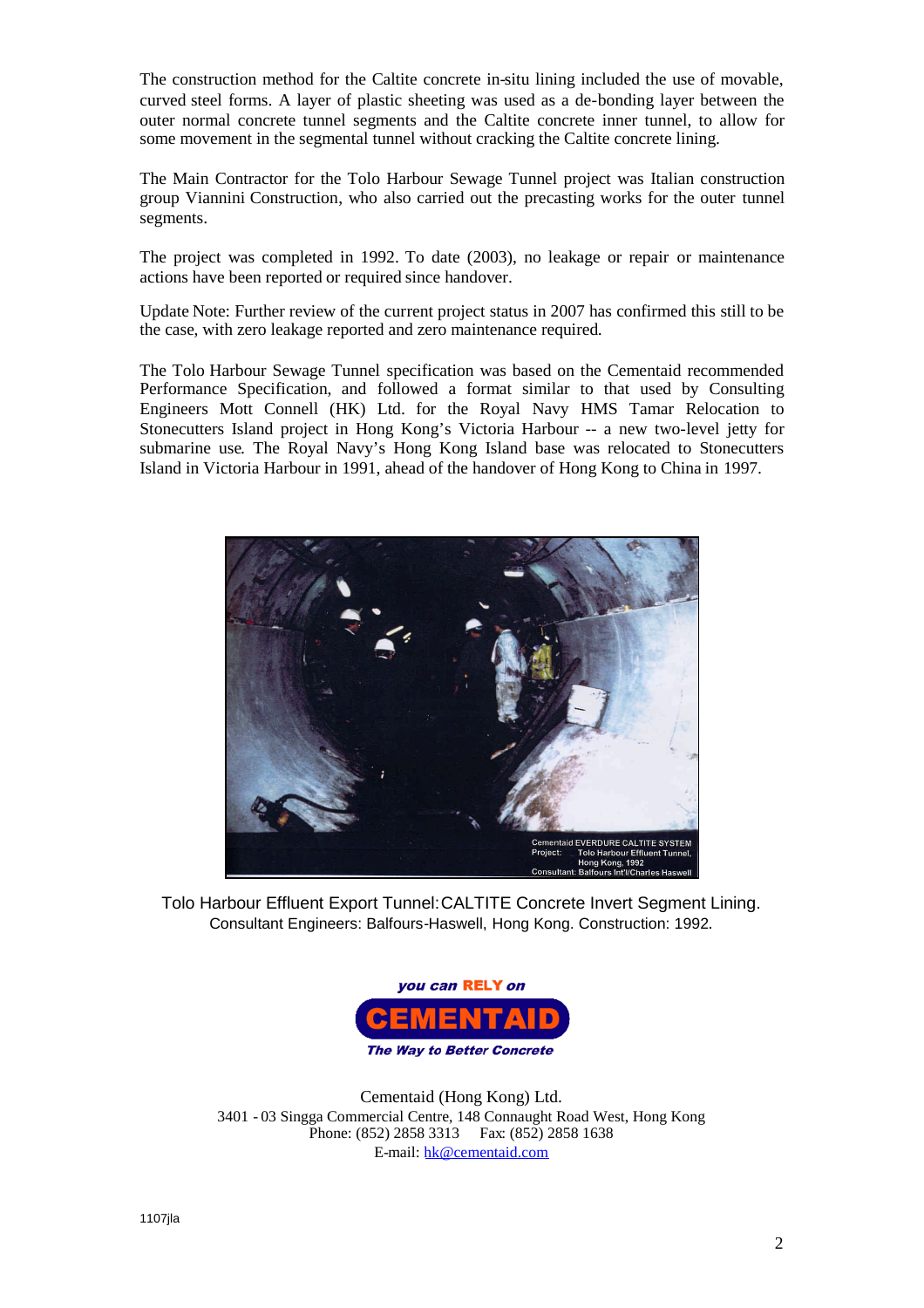The construction method for the Caltite concrete in-situ lining included the use of movable, curved steel forms. A layer of plastic sheeting was used as a de-bonding layer between the outer normal concrete tunnel segments and the Caltite concrete inner tunnel, to allow for some movement in the segmental tunnel without cracking the Caltite concrete lining.

The Main Contractor for the Tolo Harbour Sewage Tunnel project was Italian construction group Viannini Construction, who also carried out the precasting works for the outer tunnel segments.

The project was completed in 1992. To date (2003), no leakage or repair or maintenance actions have been reported or required since handover.

Update Note: Further review of the current project status in 2007 has confirmed this still to be the case, with zero leakage reported and zero maintenance required.

The Tolo Harbour Sewage Tunnel specification was based on the Cementaid recommended Performance Specification, and followed a format similar to that used by Consulting Engineers Mott Connell (HK) Ltd. for the Royal Navy HMS Tamar Relocation to Stonecutters Island project in Hong Kong's Victoria Harbour -- a new two-level jetty for submarine use. The Royal Navy's Hong Kong Island base was relocated to Stonecutters Island in Victoria Harbour in 1991, ahead of the handover of Hong Kong to China in 1997.

Cementaid EVERDURE CALTITE SYSTEM
Project: Tolo Harbour Effluent Tunnel, Hong Kong, 1992
Consultant: Balfours Int'l/Charles Haswell

Tolo Harbour Effluent Export Tunnel: CALTITE Concrete Invert Segment Lining.
Consultant Engineers: Balfours-Haswell, Hong Kong. Construction: 1992.

you can RELY on
**CEMENTAID**
*The Way to Better Concrete*

Cementaid (Hong Kong) Ltd.
3401 - 03 Singga Commercial Centre, 148 Connaught Road West, Hong Kong
Phone: (852) 2858 3313 Fax: (852) 2858 1638
E-mail: hk@cementaid.com

1107jla